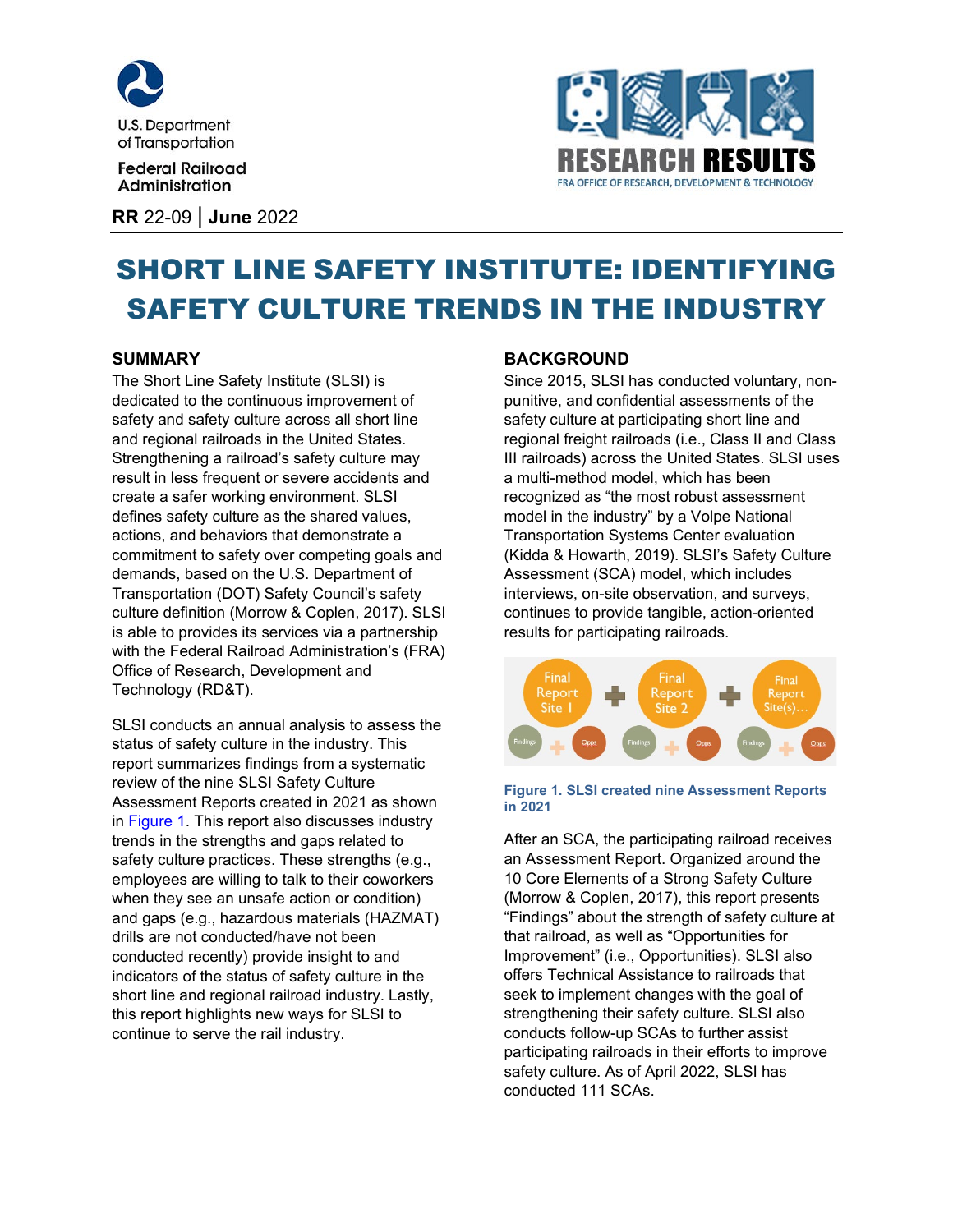U.S. Department of Transportation

Federal Railroad Administration

RESEARCH RESULTS
FRA OFFICE OF RESEARCH, DEVELOPMENT & TECHNOLOGY

**RR** 22-09 | **June** 2022

# SHORT LINE SAFETY INSTITUTE: IDENTIFYING SAFETY CULTURE TRENDS IN THE INDUSTRY

## SUMMARY

The Short Line Safety Institute (SLSI) is dedicated to the continuous improvement of safety and safety culture across all short line and regional railroads in the United States. Strengthening a railroad's safety culture may result in less frequent or severe accidents and create a safer working environment. SLSI defines safety culture as the shared values, actions, and behaviors that demonstrate a commitment to safety over competing goals and demands, based on the U.S. Department of Transportation (DOT) Safety Council's safety culture definition (Morrow & Coplen, 2017). SLSI is able to provides its services via a partnership with the Federal Railroad Administration's (FRA) Office of Research, Development and Technology (RD&T).

SLSI conducts an annual analysis to assess the status of safety culture in the industry. This report summarizes findings from a systematic review of the nine SLSI Safety Culture Assessment Reports created in 2021 as shown in Figure 1. This report also discusses industry trends in the strengths and gaps related to safety culture practices. These strengths (e.g., employees are willing to talk to their coworkers when they see an unsafe action or condition) and gaps (e.g., hazardous materials (HAZMAT) drills are not conducted/have not been conducted recently) provide insight to and indicators of the status of safety culture in the short line and regional railroad industry. Lastly, this report highlights new ways for SLSI to continue to serve the rail industry.

## BACKGROUND

Since 2015, SLSI has conducted voluntary, non-punitive, and confidential assessments of the safety culture at participating short line and regional freight railroads (i.e., Class II and Class III railroads) across the United States. SLSI uses a multi-method model, which has been recognized as "the most robust assessment model in the industry" by a Volpe National Transportation Systems Center evaluation (Kidda & Howarth, 2019). SLSI's Safety Culture Assessment (SCA) model, which includes interviews, on-site observation, and surveys, continues to provide tangible, action-oriented results for participating railroads.

Final Report Site 1 + Final Report Site 2 + Final Report Site(s)…

Findings + Opps | Findings + Opps | Findings + Opps

**Figure 1. SLSI created nine Assessment Reports in 2021**

After an SCA, the participating railroad receives an Assessment Report. Organized around the 10 Core Elements of a Strong Safety Culture (Morrow & Coplen, 2017), this report presents "Findings" about the strength of safety culture at that railroad, as well as "Opportunities for Improvement" (i.e., Opportunities). SLSI also offers Technical Assistance to railroads that seek to implement changes with the goal of strengthening their safety culture. SLSI also conducts follow-up SCAs to further assist participating railroads in their efforts to improve safety culture. As of April 2022, SLSI has conducted 111 SCAs.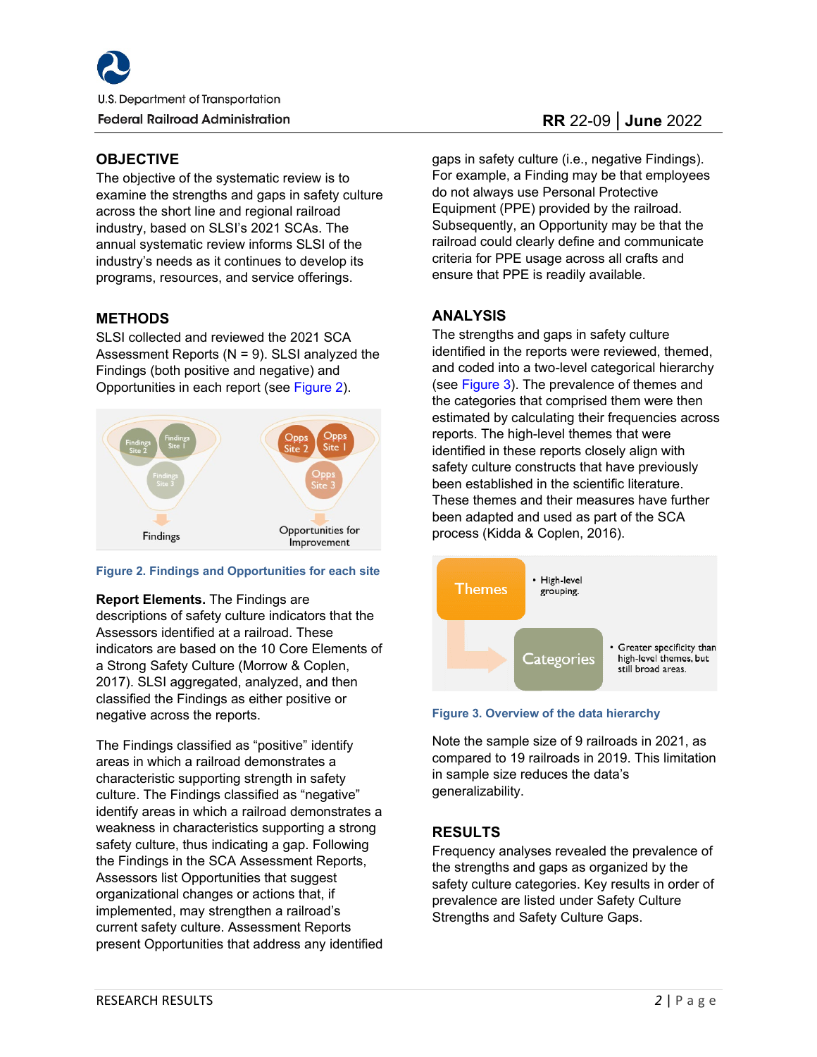## OBJECTIVE

The objective of the systematic review is to examine the strengths and gaps in safety culture across the short line and regional railroad industry, based on SLSI's 2021 SCAs. The annual systematic review informs SLSI of the industry's needs as it continues to develop its programs, resources, and service offerings.

## METHODS

SLSI collected and reviewed the 2021 SCA Assessment Reports (N = 9). SLSI analyzed the Findings (both positive and negative) and Opportunities in each report (see Figure 2).

Figure 2. Findings and Opportunities for each site

**Report Elements.** The Findings are descriptions of safety culture indicators that the Assessors identified at a railroad. These indicators are based on the 10 Core Elements of a Strong Safety Culture (Morrow & Coplen, 2017). SLSI aggregated, analyzed, and then classified the Findings as either positive or negative across the reports.

The Findings classified as "positive" identify areas in which a railroad demonstrates a characteristic supporting strength in safety culture. The Findings classified as "negative" identify areas in which a railroad demonstrates a weakness in characteristics supporting a strong safety culture, thus indicating a gap. Following the Findings in the SCA Assessment Reports, Assessors list Opportunities that suggest organizational changes or actions that, if implemented, may strengthen a railroad's current safety culture. Assessment Reports present Opportunities that address any identified gaps in safety culture (i.e., negative Findings). For example, a Finding may be that employees do not always use Personal Protective Equipment (PPE) provided by the railroad. Subsequently, an Opportunity may be that the railroad could clearly define and communicate criteria for PPE usage across all crafts and ensure that PPE is readily available.

## ANALYSIS

The strengths and gaps in safety culture identified in the reports were reviewed, themed, and coded into a two-level categorical hierarchy (see Figure 3). The prevalence of themes and the categories that comprised them were then estimated by calculating their frequencies across reports. The high-level themes that were identified in these reports closely align with safety culture constructs that have previously been established in the scientific literature. These themes and their measures have further been adapted and used as part of the SCA process (Kidda & Coplen, 2016).

Figure 3. Overview of the data hierarchy

Note the sample size of 9 railroads in 2021, as compared to 19 railroads in 2019. This limitation in sample size reduces the data's generalizability.

## RESULTS

Frequency analyses revealed the prevalence of the strengths and gaps as organized by the safety culture categories. Key results in order of prevalence are listed under Safety Culture Strengths and Safety Culture Gaps.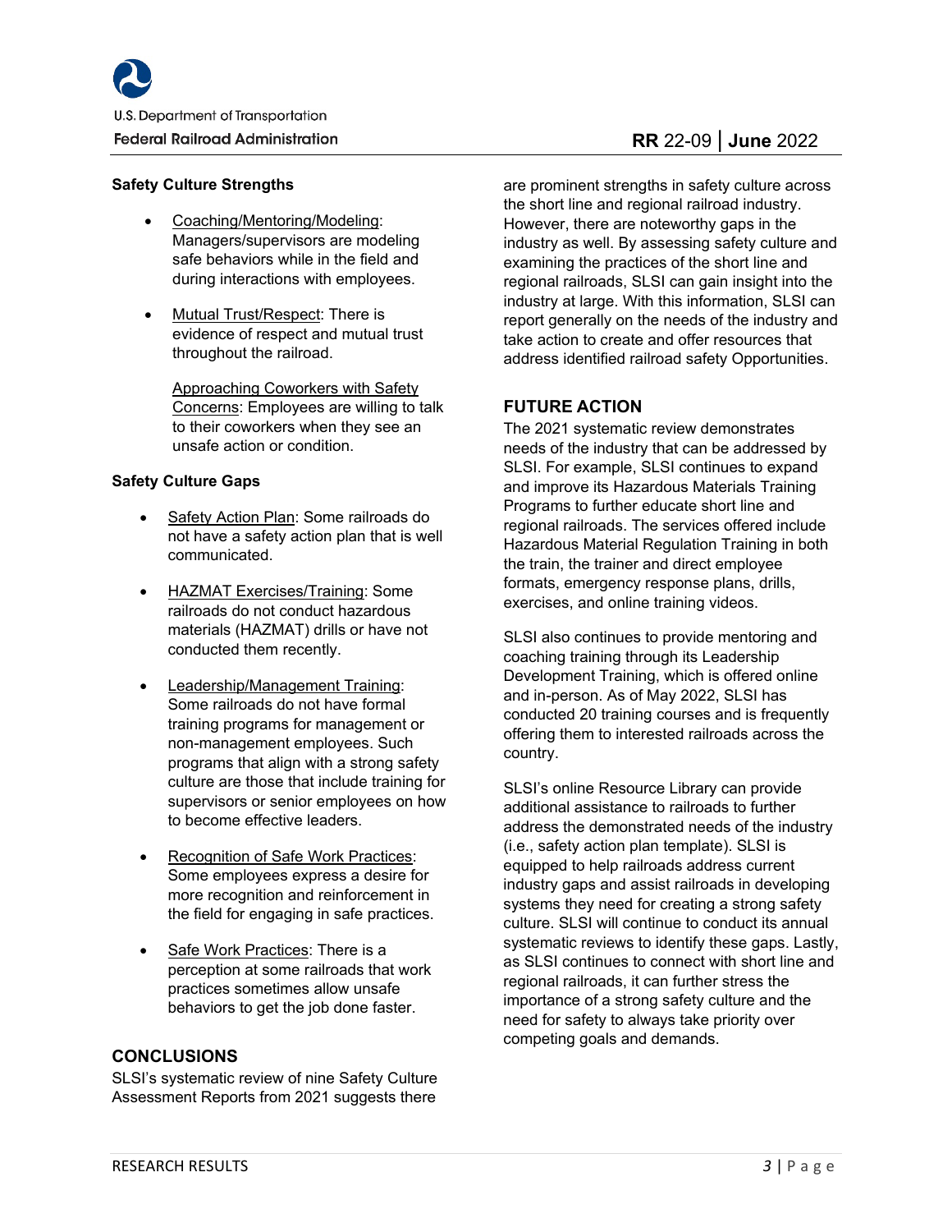**Safety Culture Strengths**

- Coaching/Mentoring/Modeling: Managers/supervisors are modeling safe behaviors while in the field and during interactions with employees.
- Mutual Trust/Respect: There is evidence of respect and mutual trust throughout the railroad.

  Approaching Coworkers with Safety Concerns: Employees are willing to talk to their coworkers when they see an unsafe action or condition.

**Safety Culture Gaps**

- Safety Action Plan: Some railroads do not have a safety action plan that is well communicated.
- HAZMAT Exercises/Training: Some railroads do not conduct hazardous materials (HAZMAT) drills or have not conducted them recently.
- Leadership/Management Training: Some railroads do not have formal training programs for management or non-management employees. Such programs that align with a strong safety culture are those that include training for supervisors or senior employees on how to become effective leaders.
- Recognition of Safe Work Practices: Some employees express a desire for more recognition and reinforcement in the field for engaging in safe practices.
- Safe Work Practices: There is a perception at some railroads that work practices sometimes allow unsafe behaviors to get the job done faster.

## CONCLUSIONS

SLSI's systematic review of nine Safety Culture Assessment Reports from 2021 suggests there are prominent strengths in safety culture across the short line and regional railroad industry. However, there are noteworthy gaps in the industry as well. By assessing safety culture and examining the practices of the short line and regional railroads, SLSI can gain insight into the industry at large. With this information, SLSI can report generally on the needs of the industry and take action to create and offer resources that address identified railroad safety Opportunities.

## FUTURE ACTION

The 2021 systematic review demonstrates needs of the industry that can be addressed by SLSI. For example, SLSI continues to expand and improve its Hazardous Materials Training Programs to further educate short line and regional railroads. The services offered include Hazardous Material Regulation Training in both the train, the trainer and direct employee formats, emergency response plans, drills, exercises, and online training videos.

SLSI also continues to provide mentoring and coaching training through its Leadership Development Training, which is offered online and in-person. As of May 2022, SLSI has conducted 20 training courses and is frequently offering them to interested railroads across the country.

SLSI's online Resource Library can provide additional assistance to railroads to further address the demonstrated needs of the industry (i.e., safety action plan template). SLSI is equipped to help railroads address current industry gaps and assist railroads in developing systems they need for creating a strong safety culture. SLSI will continue to conduct its annual systematic reviews to identify these gaps. Lastly, as SLSI continues to connect with short line and regional railroads, it can further stress the importance of a strong safety culture and the need for safety to always take priority over competing goals and demands.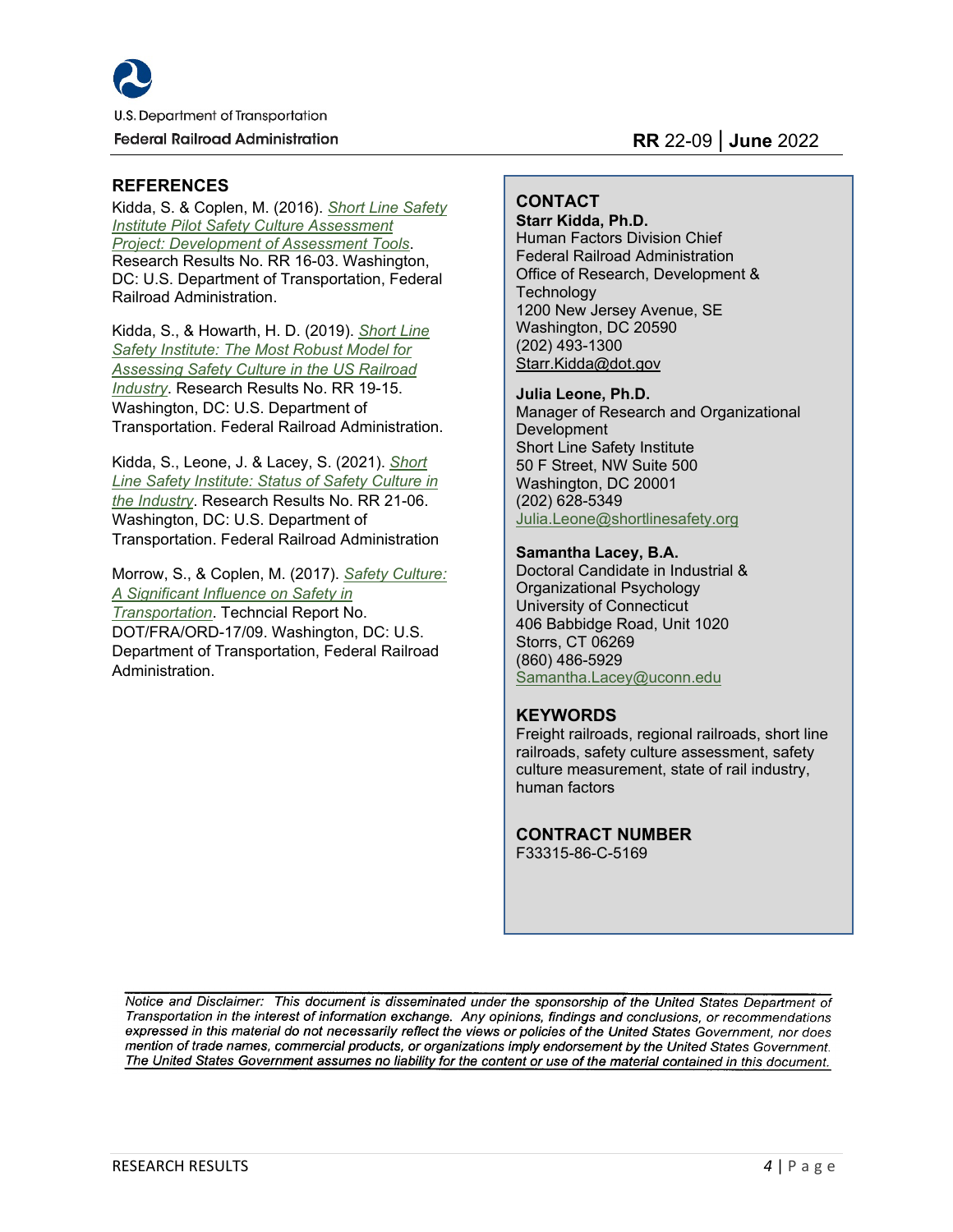## REFERENCES

Kidda, S. & Coplen, M. (2016). *Short Line Safety Institute Pilot Safety Culture Assessment Project: Development of Assessment Tools*. Research Results No. RR 16-03. Washington, DC: U.S. Department of Transportation, Federal Railroad Administration.

Kidda, S., & Howarth, H. D. (2019). *Short Line Safety Institute: The Most Robust Model for Assessing Safety Culture in the US Railroad Industry*. Research Results No. RR 19-15. Washington, DC: U.S. Department of Transportation. Federal Railroad Administration.

Kidda, S., Leone, J. & Lacey, S. (2021). *Short Line Safety Institute: Status of Safety Culture in the Industry*. Research Results No. RR 21-06. Washington, DC: U.S. Department of Transportation. Federal Railroad Administration

Morrow, S., & Coplen, M. (2017). *Safety Culture: A Significant Influence on Safety in Transportation*. Techncial Report No. DOT/FRA/ORD-17/09. Washington, DC: U.S. Department of Transportation, Federal Railroad Administration.

## CONTACT

**Starr Kidda, Ph.D.**
Human Factors Division Chief
Federal Railroad Administration
Office of Research, Development & Technology
1200 New Jersey Avenue, SE
Washington, DC 20590
(202) 493-1300
Starr.Kidda@dot.gov

**Julia Leone, Ph.D.**
Manager of Research and Organizational Development
Short Line Safety Institute
50 F Street, NW Suite 500
Washington, DC 20001
(202) 628-5349
Julia.Leone@shortlinesafety.org

**Samantha Lacey, B.A.**
Doctoral Candidate in Industrial & Organizational Psychology
University of Connecticut
406 Babbidge Road, Unit 1020
Storrs, CT 06269
(860) 486-5929
Samantha.Lacey@uconn.edu

## KEYWORDS

Freight railroads, regional railroads, short line railroads, safety culture assessment, safety culture measurement, state of rail industry, human factors

## CONTRACT NUMBER

F33315-86-C-5169

*Notice and Disclaimer: This document is disseminated under the sponsorship of the United States Department of Transportation in the interest of information exchange. Any opinions, findings and conclusions, or recommendations expressed in this material do not necessarily reflect the views or policies of the United States Government, nor does mention of trade names, commercial products, or organizations imply endorsement by the United States Government. The United States Government assumes no liability for the content or use of the material contained in this document.*